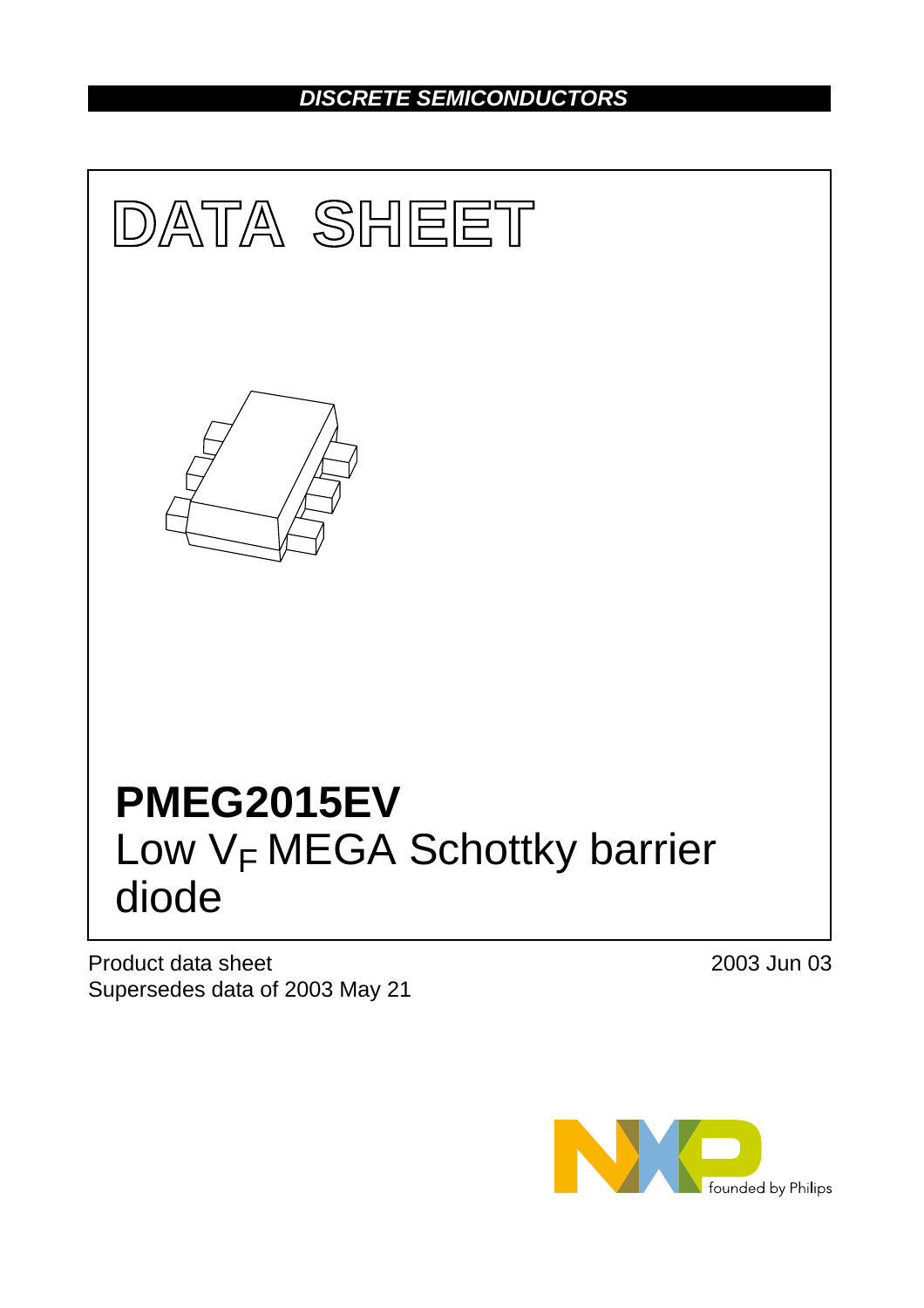***DISCRETE SEMICONDUCTORS***

# DATA SHEET

# PMEG2015EV

## Low $V_F$ MEGA Schottky barrier diode

Product data sheet
Supersedes data of 2003 May 21

2003 Jun 03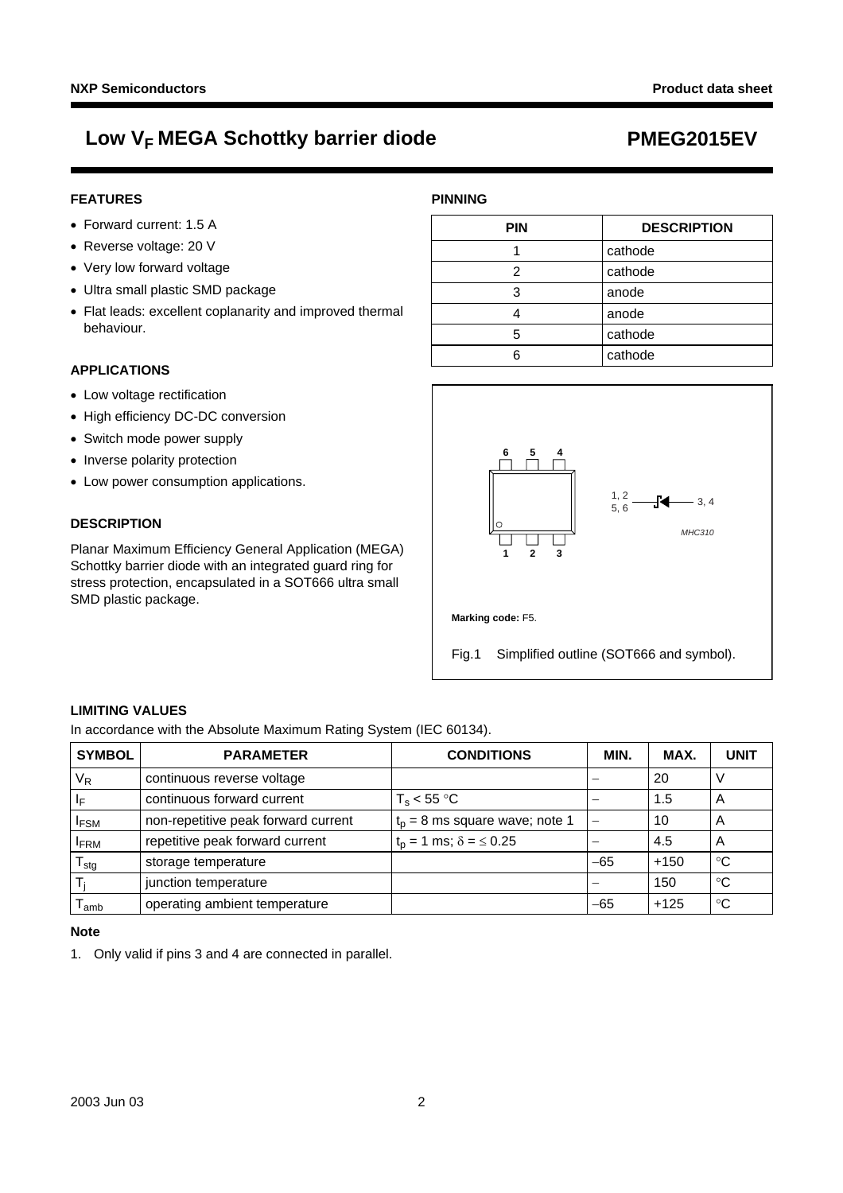# Low $V_F$ MEGA Schottky barrier diode — PMEG2015EV

## FEATURES

- Forward current: 1.5 A
- Reverse voltage: 20 V
- Very low forward voltage
- Ultra small plastic SMD package
- Flat leads: excellent coplanarity and improved thermal behaviour.

## APPLICATIONS

- Low voltage rectification
- High efficiency DC-DC conversion
- Switch mode power supply
- Inverse polarity protection
- Low power consumption applications.

## DESCRIPTION

Planar Maximum Efficiency General Application (MEGA) Schottky barrier diode with an integrated guard ring for stress protection, encapsulated in a SOT666 ultra small SMD plastic package.

## PINNING

| PIN | DESCRIPTION |
|---|---|
| 1 | cathode |
| 2 | cathode |
| 3 | anode |
| 4 | anode |
| 5 | cathode |
| 6 | cathode |

Marking code: F5.

Fig.1 Simplified outline (SOT666 and symbol).

## LIMITING VALUES

In accordance with the Absolute Maximum Rating System (IEC 60134).

| SYMBOL | PARAMETER | CONDITIONS | MIN. | MAX. | UNIT |
|---|---|---|---|---|---|
| $V_R$ | continuous reverse voltage | | − | 20 | V |
| $I_F$ | continuous forward current | $T_s < 55$ °C | − | 1.5 | A |
| $I_{FSM}$ | non-repetitive peak forward current | $t_p = 8$ ms square wave; note 1 | − | 10 | A |
| $I_{FRM}$ | repetitive peak forward current | $t_p = 1$ ms; $\delta = \leq 0.25$ | − | 4.5 | A |
| $T_{stg}$ | storage temperature | | −65 | +150 | °C |
| $T_j$ | junction temperature | | − | 150 | °C |
| $T_{amb}$ | operating ambient temperature | | −65 | +125 | °C |

**Note**

1. Only valid if pins 3 and 4 are connected in parallel.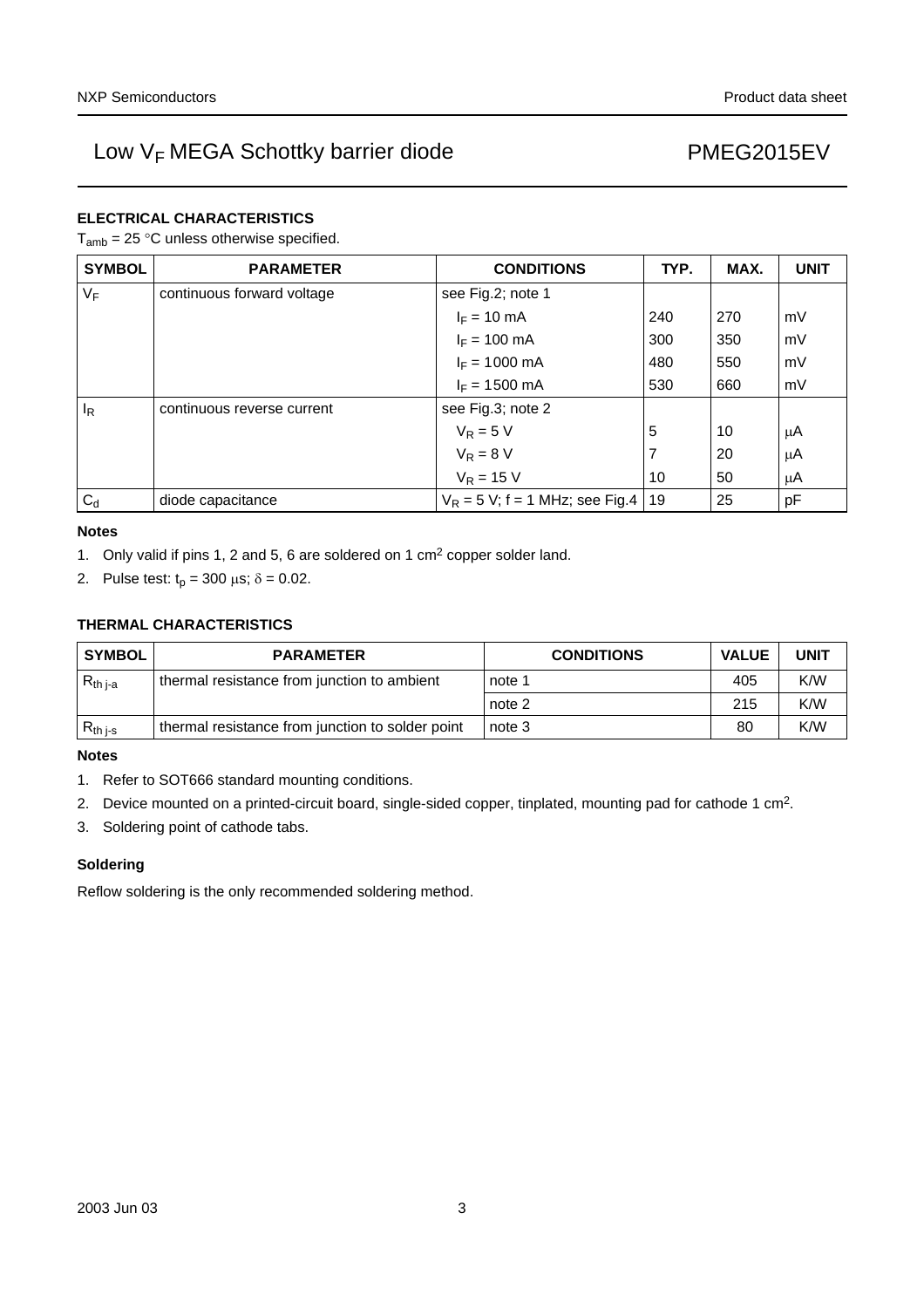## ELECTRICAL CHARACTERISTICS

$T_{amb}$ = 25 °C unless otherwise specified.

| SYMBOL | PARAMETER | CONDITIONS | TYP. | MAX. | UNIT |
|---|---|---|---|---|---|
| $V_F$ | continuous forward voltage | see Fig.2; note 1 | | | |
| | | $I_F$ = 10 mA | 240 | 270 | mV |
| | | $I_F$ = 100 mA | 300 | 350 | mV |
| | | $I_F$ = 1000 mA | 480 | 550 | mV |
| | | $I_F$ = 1500 mA | 530 | 660 | mV |
| $I_R$ | continuous reverse current | see Fig.3; note 2 | | | |
| | | $V_R$ = 5 V | 5 | 10 | μA |
| | | $V_R$ = 8 V | 7 | 20 | μA |
| | | $V_R$ = 15 V | 10 | 50 | μA |
| $C_d$ | diode capacitance | $V_R$ = 5 V; f = 1 MHz; see Fig.4 | 19 | 25 | pF |

**Notes**

1. Only valid if pins 1, 2 and 5, 6 are soldered on 1 $cm^2$ copper solder land.
2. Pulse test: $t_p$ = 300 μs; δ = 0.02.

## THERMAL CHARACTERISTICS

| SYMBOL | PARAMETER | CONDITIONS | VALUE | UNIT |
|---|---|---|---|---|
| $R_{th\ j\text{-}a}$ | thermal resistance from junction to ambient | note 1 | 405 | K/W |
| | | note 2 | 215 | K/W |
| $R_{th\ j\text{-}s}$ | thermal resistance from junction to solder point | note 3 | 80 | K/W |

**Notes**

1. Refer to SOT666 standard mounting conditions.
2. Device mounted on a printed-circuit board, single-sided copper, tinplated, mounting pad for cathode 1 $cm^2$.
3. Soldering point of cathode tabs.

### Soldering

Reflow soldering is the only recommended soldering method.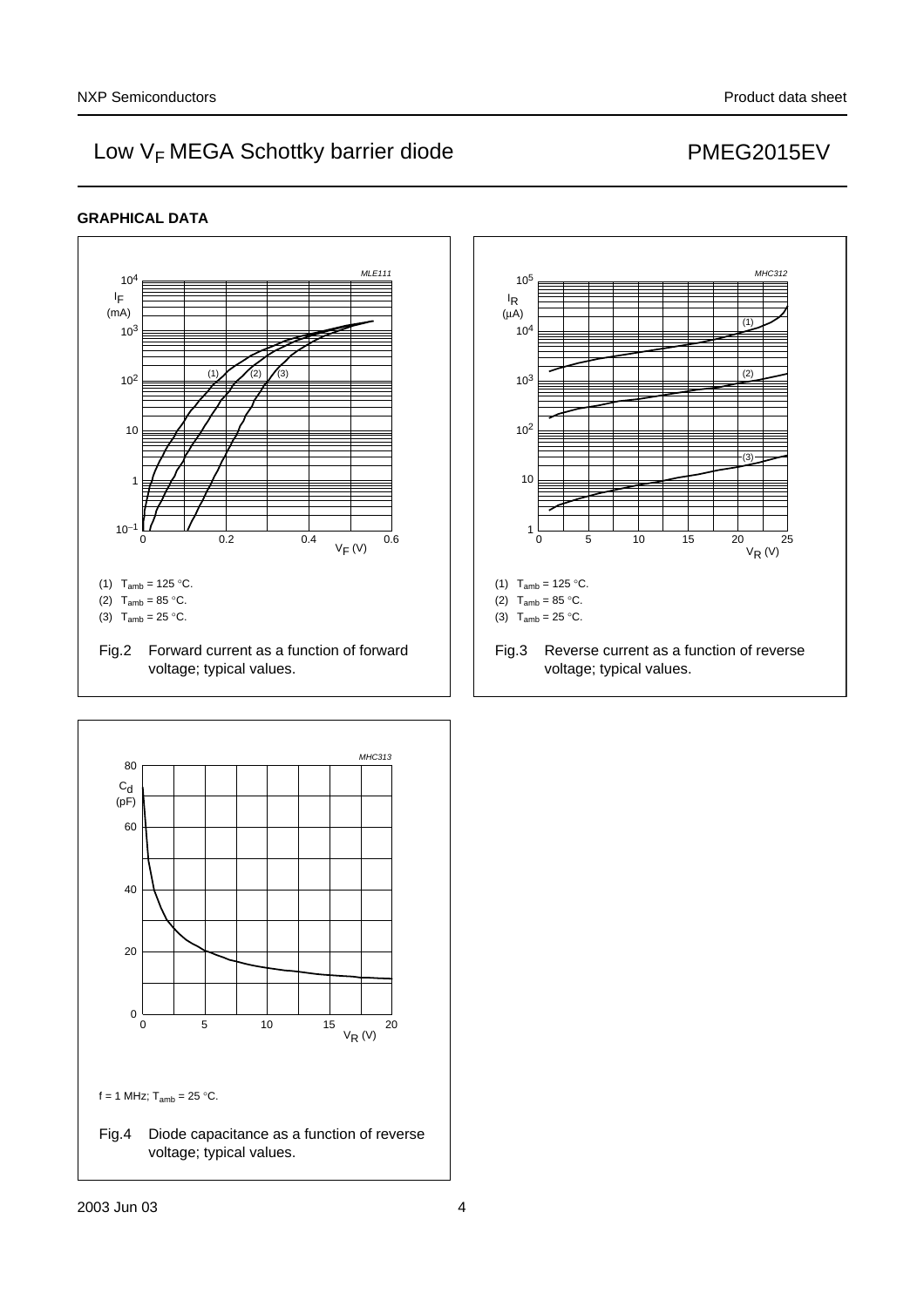### GRAPHICAL DATA

(1) $T_{amb}$ = 125 °C.

(2) $T_{amb}$ = 85 °C.

(3) $T_{amb}$ = 25 °C.

Fig.2 Forward current as a function of forward voltage; typical values.

(1) $T_{amb}$ = 125 °C.

(2) $T_{amb}$ = 85 °C.

(3) $T_{amb}$ = 25 °C.

Fig.3 Reverse current as a function of reverse voltage; typical values.

f = 1 MHz; $T_{amb}$ = 25 °C.

Fig.4 Diode capacitance as a function of reverse voltage; typical values.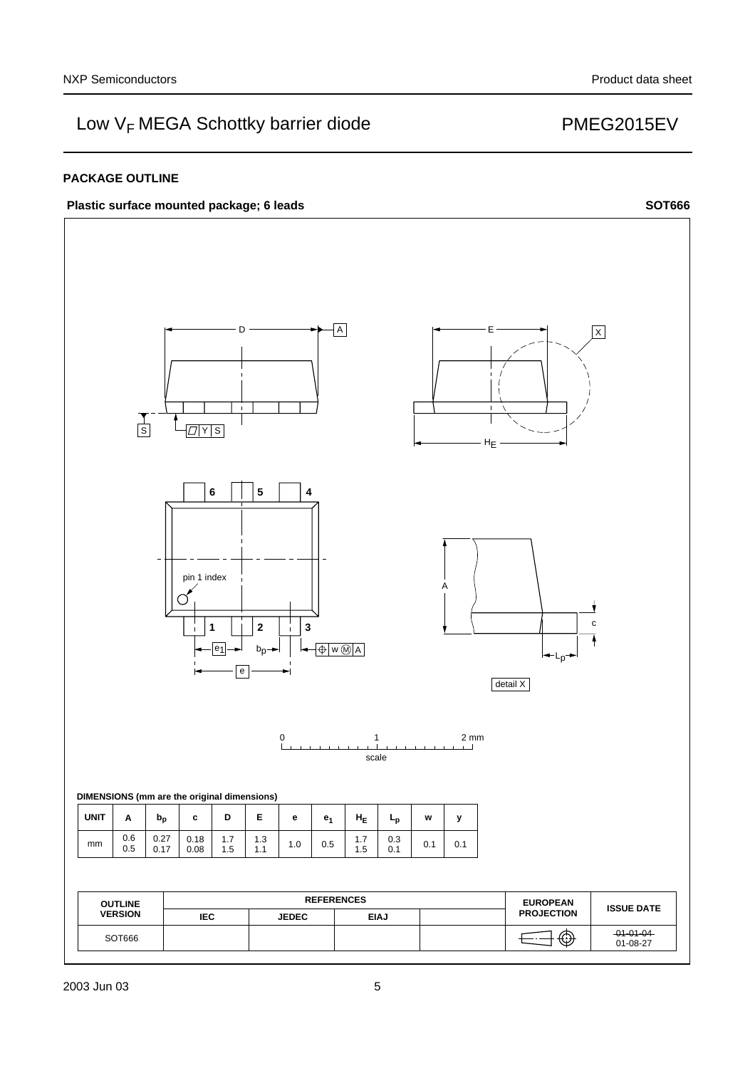## PACKAGE OUTLINE

**Plastic surface mounted package; 6 leads** **SOT666**

**DIMENSIONS (mm are the original dimensions)**

| UNIT | A | $b_p$ | c | D | E | e | $e_1$ | $H_E$ | $L_p$ | w | y |
|---|---|---|---|---|---|---|---|---|---|---|---|
| mm | 0.6<br>0.5 | 0.27<br>0.17 | 0.18<br>0.08 | 1.7<br>1.5 | 1.3<br>1.1 | 1.0 | 0.5 | 1.7<br>1.5 | 0.3<br>0.1 | 0.1 | 0.1 |

| OUTLINE VERSION | REFERENCES | | | | EUROPEAN PROJECTION | ISSUE DATE |
|---|---|---|---|---|---|---|
| | IEC | JEDEC | EIAJ | | | |
| SOT666 | | | | | | ~~01-01-04~~<br>01-08-27 |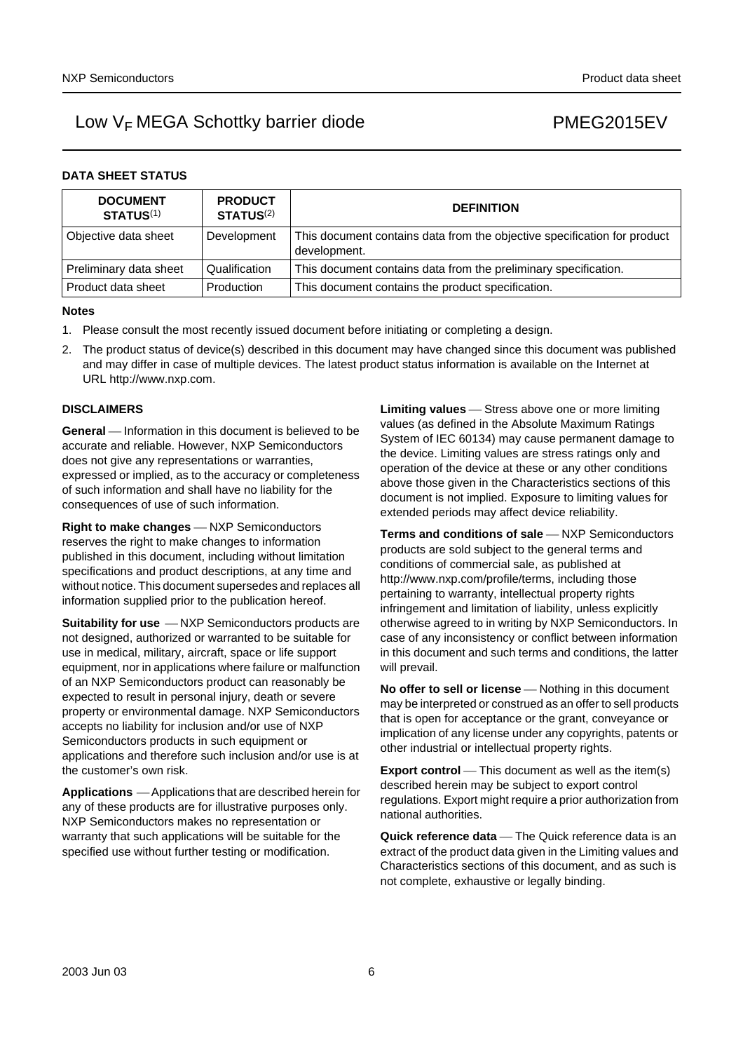### DATA SHEET STATUS

| DOCUMENT STATUS[1] | PRODUCT STATUS[2] | DEFINITION |
|---|---|---|
| Objective data sheet | Development | This document contains data from the objective specification for product development. |
| Preliminary data sheet | Qualification | This document contains data from the preliminary specification. |
| Product data sheet | Production | This document contains the product specification. |

#### Notes

1. Please consult the most recently issued document before initiating or completing a design.
2. The product status of device(s) described in this document may have changed since this document was published and may differ in case of multiple devices. The latest product status information is available on the Internet at URL http://www.nxp.com.

### DISCLAIMERS

**General** — Information in this document is believed to be accurate and reliable. However, NXP Semiconductors does not give any representations or warranties, expressed or implied, as to the accuracy or completeness of such information and shall have no liability for the consequences of use of such information.

**Right to make changes** — NXP Semiconductors reserves the right to make changes to information published in this document, including without limitation specifications and product descriptions, at any time and without notice. This document supersedes and replaces all information supplied prior to the publication hereof.

**Suitability for use** — NXP Semiconductors products are not designed, authorized or warranted to be suitable for use in medical, military, aircraft, space or life support equipment, nor in applications where failure or malfunction of an NXP Semiconductors product can reasonably be expected to result in personal injury, death or severe property or environmental damage. NXP Semiconductors accepts no liability for inclusion and/or use of NXP Semiconductors products in such equipment or applications and therefore such inclusion and/or use is at the customer's own risk.

**Applications** — Applications that are described herein for any of these products are for illustrative purposes only. NXP Semiconductors makes no representation or warranty that such applications will be suitable for the specified use without further testing or modification.

**Limiting values** — Stress above one or more limiting values (as defined in the Absolute Maximum Ratings System of IEC 60134) may cause permanent damage to the device. Limiting values are stress ratings only and operation of the device at these or any other conditions above those given in the Characteristics sections of this document is not implied. Exposure to limiting values for extended periods may affect device reliability.

**Terms and conditions of sale** — NXP Semiconductors products are sold subject to the general terms and conditions of commercial sale, as published at http://www.nxp.com/profile/terms, including those pertaining to warranty, intellectual property rights infringement and limitation of liability, unless explicitly otherwise agreed to in writing by NXP Semiconductors. In case of any inconsistency or conflict between information in this document and such terms and conditions, the latter will prevail.

**No offer to sell or license** — Nothing in this document may be interpreted or construed as an offer to sell products that is open for acceptance or the grant, conveyance or implication of any license under any copyrights, patents or other industrial or intellectual property rights.

**Export control** — This document as well as the item(s) described herein may be subject to export control regulations. Export might require a prior authorization from national authorities.

**Quick reference data** — The Quick reference data is an extract of the product data given in the Limiting values and Characteristics sections of this document, and as such is not complete, exhaustive or legally binding.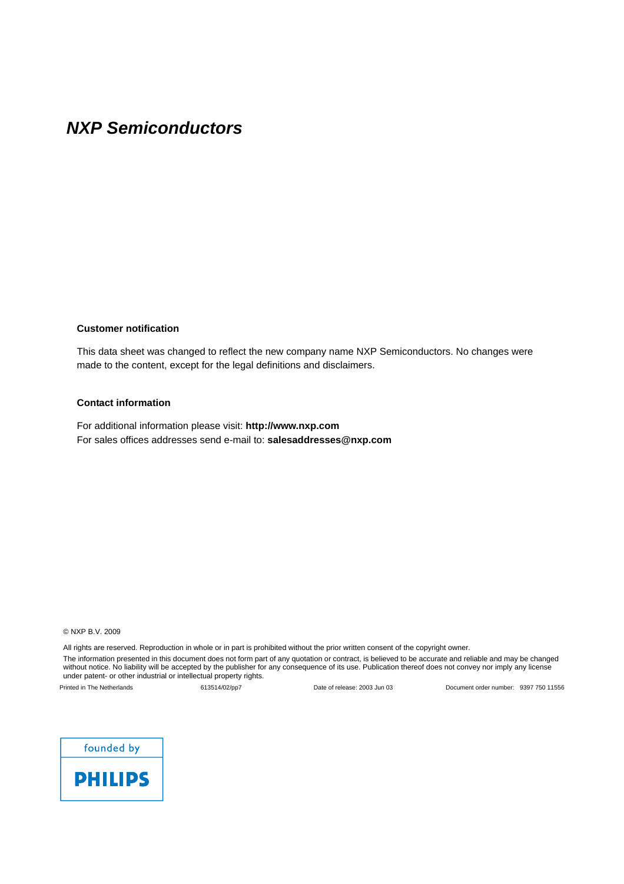## *NXP Semiconductors*

### Customer notification

This data sheet was changed to reflect the new company name NXP Semiconductors. No changes were made to the content, except for the legal definitions and disclaimers.

### Contact information

For additional information please visit: **http://www.nxp.com**
For sales offices addresses send e-mail to: **salesaddresses@nxp.com**

© NXP B.V. 2009

All rights are reserved. Reproduction in whole or in part is prohibited without the prior written consent of the copyright owner.

The information presented in this document does not form part of any quotation or contract, is believed to be accurate and reliable and may be changed without notice. No liability will be accepted by the publisher for any consequence of its use. Publication thereof does not convey nor imply any license under patent- or other industrial or intellectual property rights.

Printed in The Netherlands 613514/02/pp7 Date of release: 2003 Jun 03 Document order number: 9397 750 11556

founded by

PHILIPS